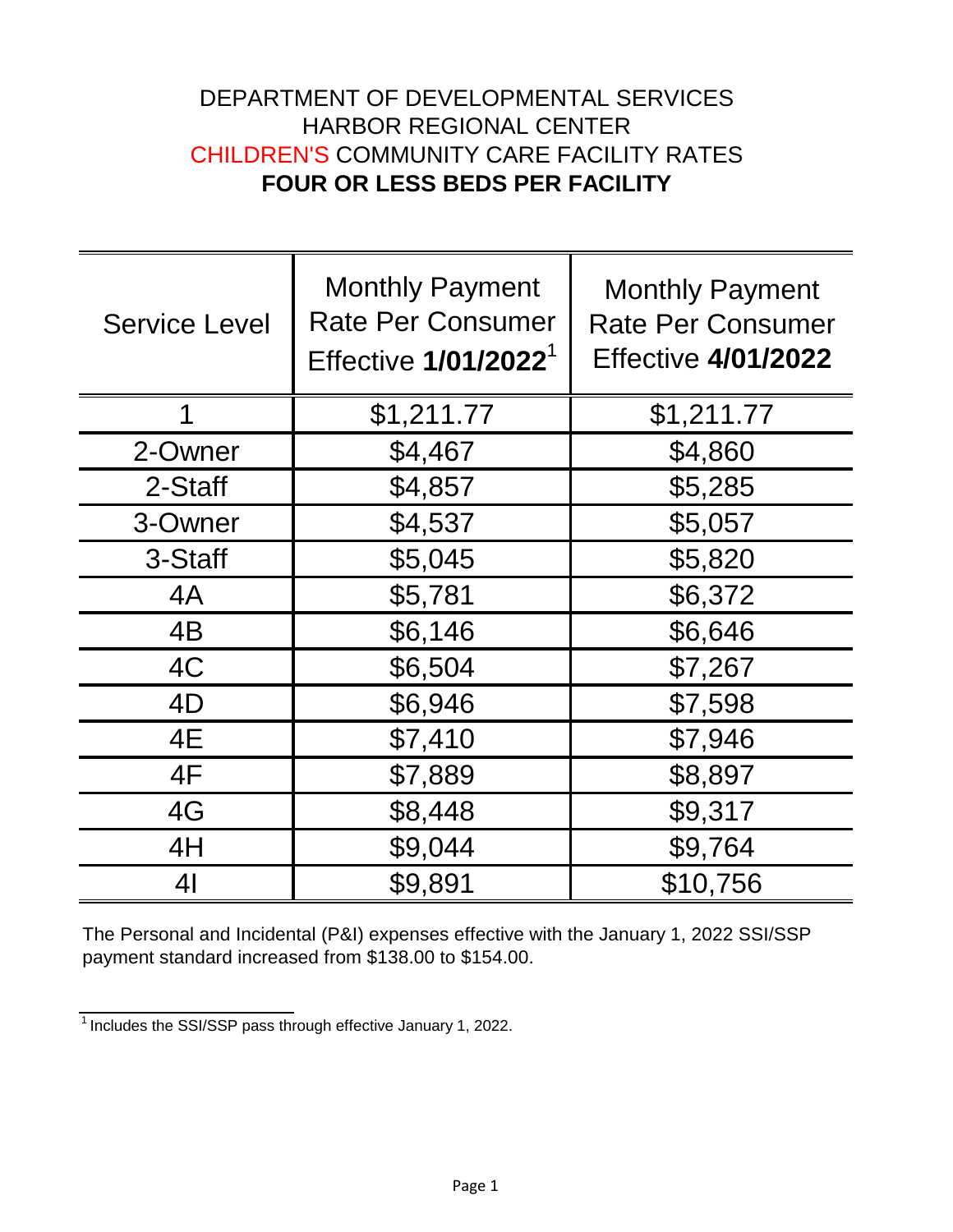DEPARTMENT OF DEVELOPMENTAL SERVICES
HARBOR REGIONAL CENTER
CHILDREN'S COMMUNITY CARE FACILITY RATES
**FOUR OR LESS BEDS PER FACILITY**

| Service Level | Monthly Payment Rate Per Consumer Effective **1/01/2022**[1] | Monthly Payment Rate Per Consumer Effective **4/01/2022** |
|---|---|---|
| 1 | $1,211.77 | $1,211.77 |
| 2-Owner | $4,467 | $4,860 |
| 2-Staff | $4,857 | $5,285 |
| 3-Owner | $4,537 | $5,057 |
| 3-Staff | $5,045 | $5,820 |
| 4A | $5,781 | $6,372 |
| 4B | $6,146 | $6,646 |
| 4C | $6,504 | $7,267 |
| 4D | $6,946 | $7,598 |
| 4E | $7,410 | $7,946 |
| 4F | $7,889 | $8,897 |
| 4G | $8,448 | $9,317 |
| 4H | $9,044 | $9,764 |
| 4I | $9,891 | $10,756 |

The Personal and Incidental (P&I) expenses effective with the January 1, 2022 SSI/SSP payment standard increased from $138.00 to $154.00.

[1] Includes the SSI/SSP pass through effective January 1, 2022.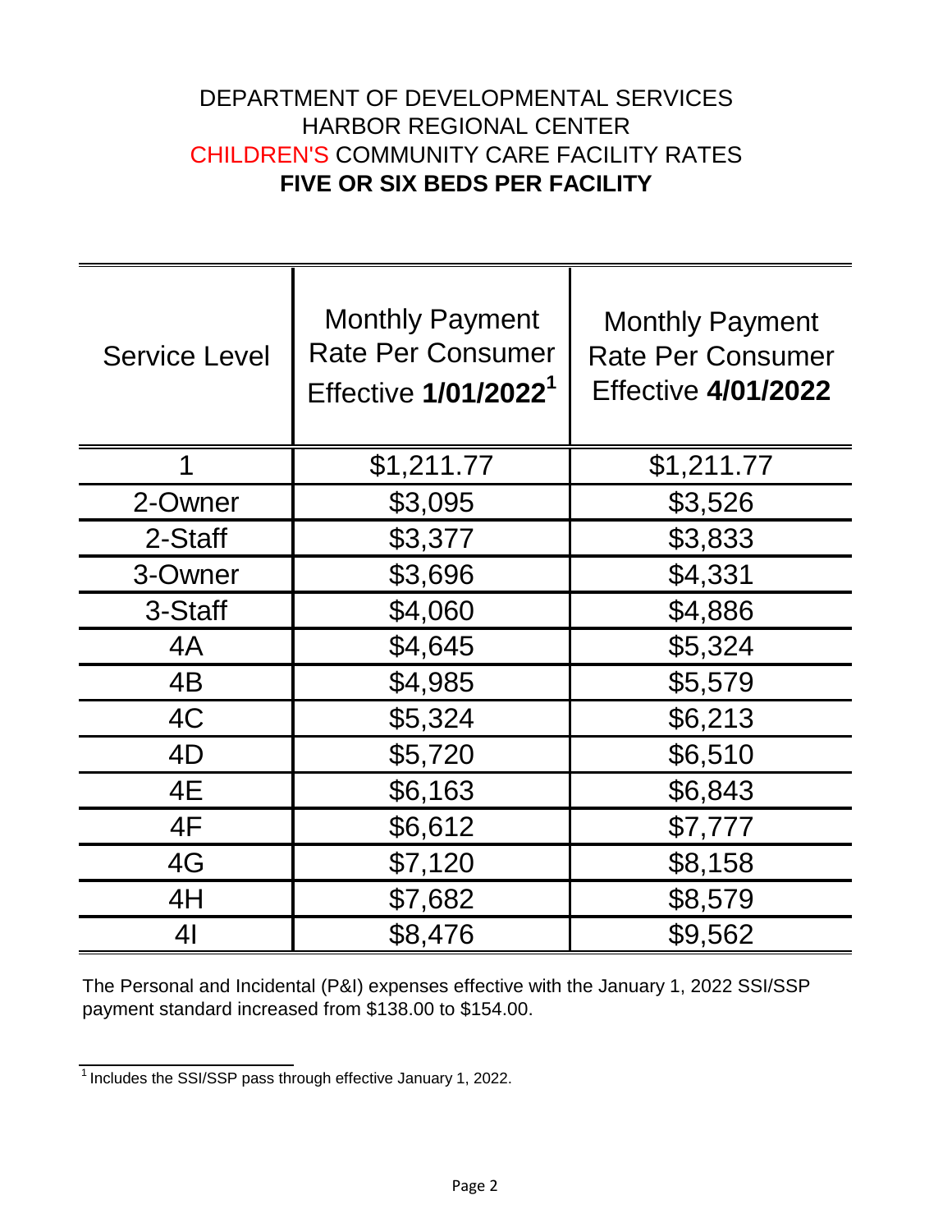# DEPARTMENT OF DEVELOPMENTAL SERVICES
## HARBOR REGIONAL CENTER
## CHILDREN'S COMMUNITY CARE FACILITY RATES
## FIVE OR SIX BEDS PER FACILITY

| Service Level | Monthly Payment Rate Per Consumer Effective **1/01/2022**[1] | Monthly Payment Rate Per Consumer Effective **4/01/2022** |
|---|---|---|
| 1 | $1,211.77 | $1,211.77 |
| 2-Owner | $3,095 | $3,526 |
| 2-Staff | $3,377 | $3,833 |
| 3-Owner | $3,696 | $4,331 |
| 3-Staff | $4,060 | $4,886 |
| 4A | $4,645 | $5,324 |
| 4B | $4,985 | $5,579 |
| 4C | $5,324 | $6,213 |
| 4D | $5,720 | $6,510 |
| 4E | $6,163 | $6,843 |
| 4F | $6,612 | $7,777 |
| 4G | $7,120 | $8,158 |
| 4H | $7,682 | $8,579 |
| 4I | $8,476 | $9,562 |

The Personal and Incidental (P&I) expenses effective with the January 1, 2022 SSI/SSP payment standard increased from $138.00 to $154.00.

[1] Includes the SSI/SSP pass through effective January 1, 2022.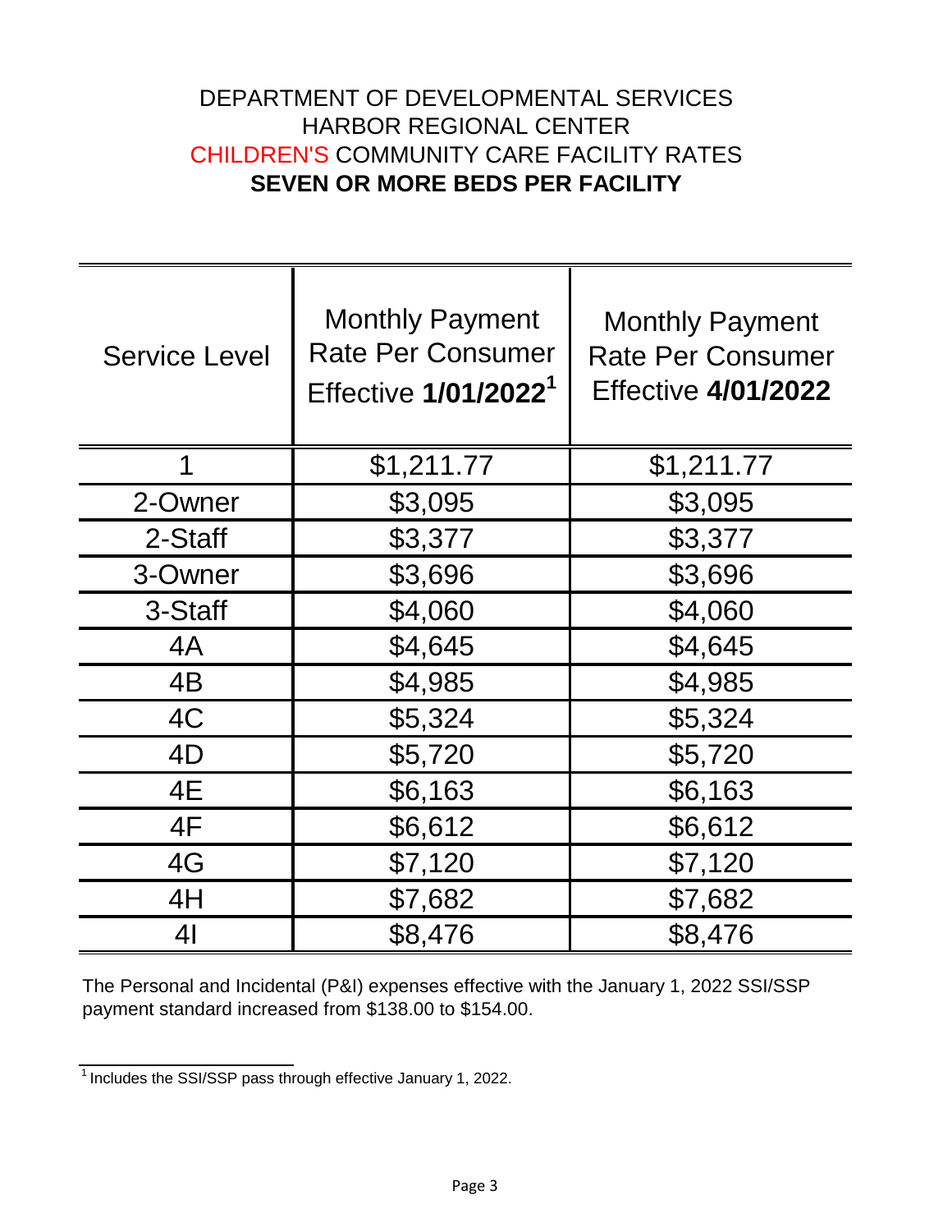# DEPARTMENT OF DEVELOPMENTAL SERVICES
## HARBOR REGIONAL CENTER
## CHILDREN'S COMMUNITY CARE FACILITY RATES
## **SEVEN OR MORE BEDS PER FACILITY**

| Service Level | Monthly Payment Rate Per Consumer Effective **1/01/2022**[1] | Monthly Payment Rate Per Consumer Effective **4/01/2022** |
|---|---|---|
| 1 | $1,211.77 | $1,211.77 |
| 2-Owner | $3,095 | $3,095 |
| 2-Staff | $3,377 | $3,377 |
| 3-Owner | $3,696 | $3,696 |
| 3-Staff | $4,060 | $4,060 |
| 4A | $4,645 | $4,645 |
| 4B | $4,985 | $4,985 |
| 4C | $5,324 | $5,324 |
| 4D | $5,720 | $5,720 |
| 4E | $6,163 | $6,163 |
| 4F | $6,612 | $6,612 |
| 4G | $7,120 | $7,120 |
| 4H | $7,682 | $7,682 |
| 4I | $8,476 | $8,476 |

The Personal and Incidental (P&I) expenses effective with the January 1, 2022 SSI/SSP payment standard increased from $138.00 to $154.00.

[1] Includes the SSI/SSP pass through effective January 1, 2022.